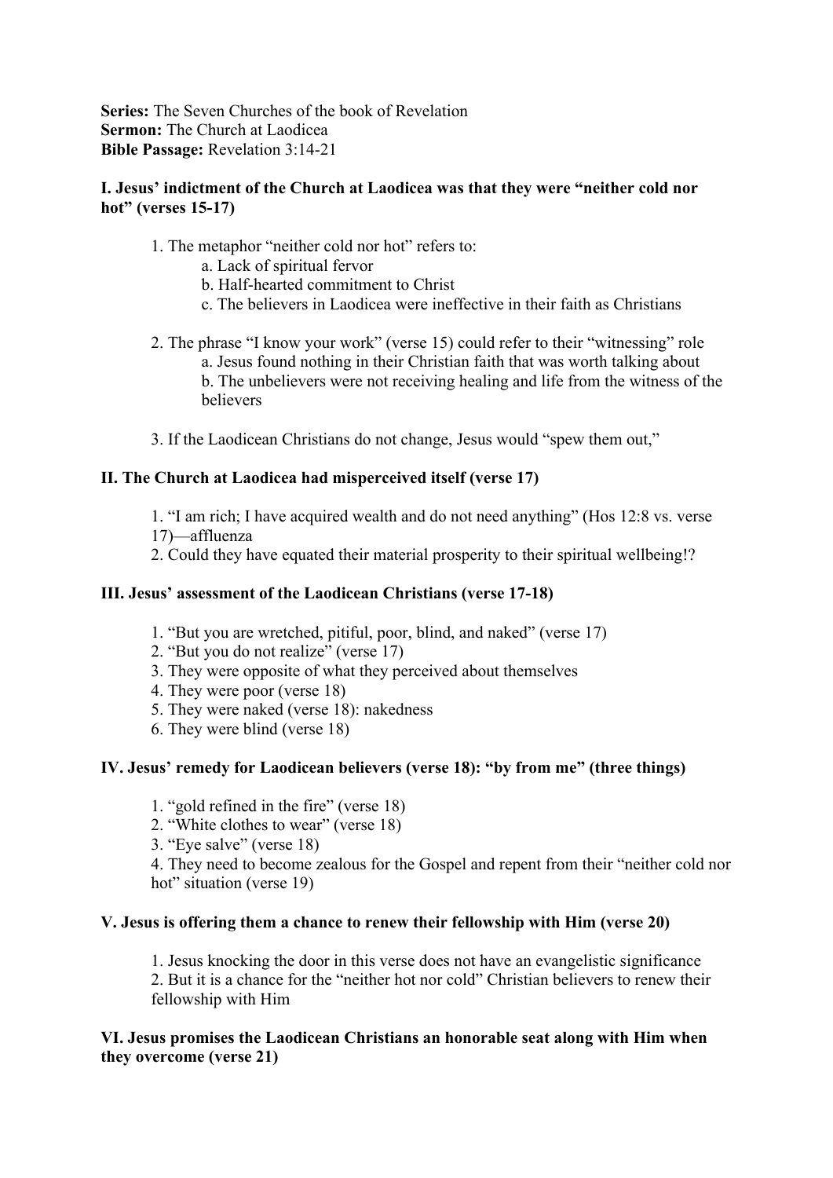**Series:** The Seven Churches of the book of Revelation
**Sermon:** The Church at Laodicea
**Bible Passage:** Revelation 3:14-21

## I. Jesus' indictment of the Church at Laodicea was that they were "neither cold nor hot" (verses 15-17)

1. The metaphor "neither cold nor hot" refers to:
   a. Lack of spiritual fervor
   b. Half-hearted commitment to Christ
   c. The believers in Laodicea were ineffective in their faith as Christians

2. The phrase "I know your work" (verse 15) could refer to their "witnessing" role
   a. Jesus found nothing in their Christian faith that was worth talking about
   b. The unbelievers were not receiving healing and life from the witness of the believers

3. If the Laodicean Christians do not change, Jesus would "spew them out,"

## II. The Church at Laodicea had misperceived itself (verse 17)

1. "I am rich; I have acquired wealth and do not need anything" (Hos 12:8 vs. verse 17)—affluenza
2. Could they have equated their material prosperity to their spiritual wellbeing!?

## III. Jesus' assessment of the Laodicean Christians (verse 17-18)

1. "But you are wretched, pitiful, poor, blind, and naked" (verse 17)
2. "But you do not realize" (verse 17)
3. They were opposite of what they perceived about themselves
4. They were poor (verse 18)
5. They were naked (verse 18): nakedness
6. They were blind (verse 18)

## IV. Jesus' remedy for Laodicean believers (verse 18): "by from me" (three things)

1. "gold refined in the fire" (verse 18)
2. "White clothes to wear" (verse 18)
3. "Eye salve" (verse 18)
4. They need to become zealous for the Gospel and repent from their "neither cold nor hot" situation (verse 19)

## V. Jesus is offering them a chance to renew their fellowship with Him (verse 20)

1. Jesus knocking the door in this verse does not have an evangelistic significance
2. But it is a chance for the "neither hot nor cold" Christian believers to renew their fellowship with Him

## VI. Jesus promises the Laodicean Christians an honorable seat along with Him when they overcome (verse 21)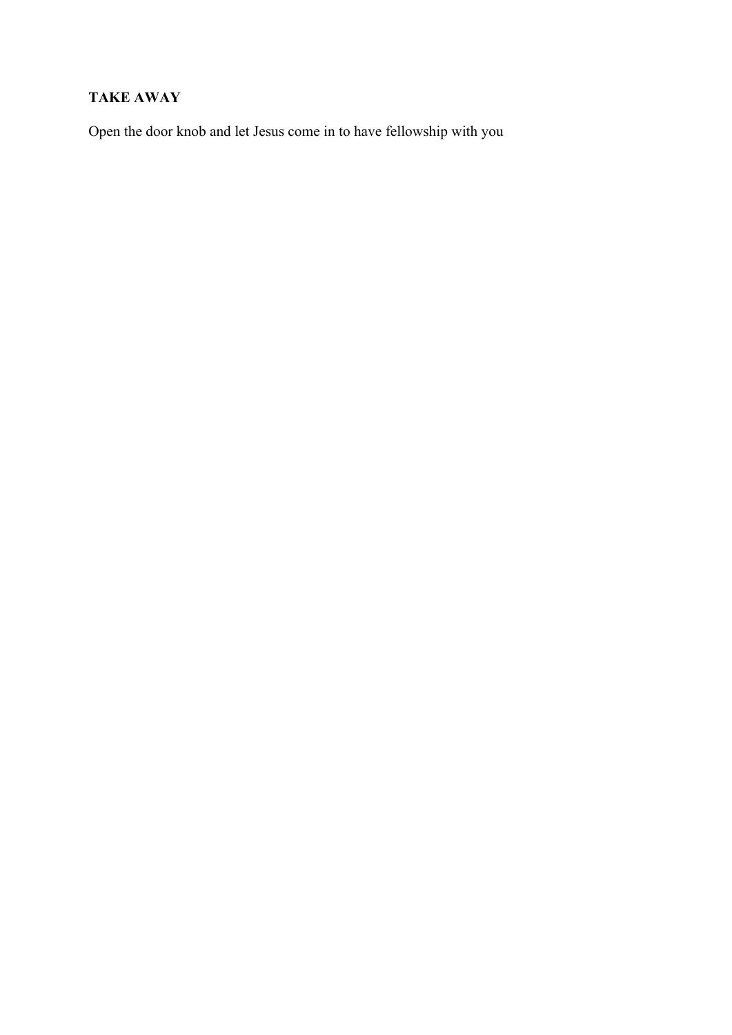**TAKE AWAY**

Open the door knob and let Jesus come in to have fellowship with you